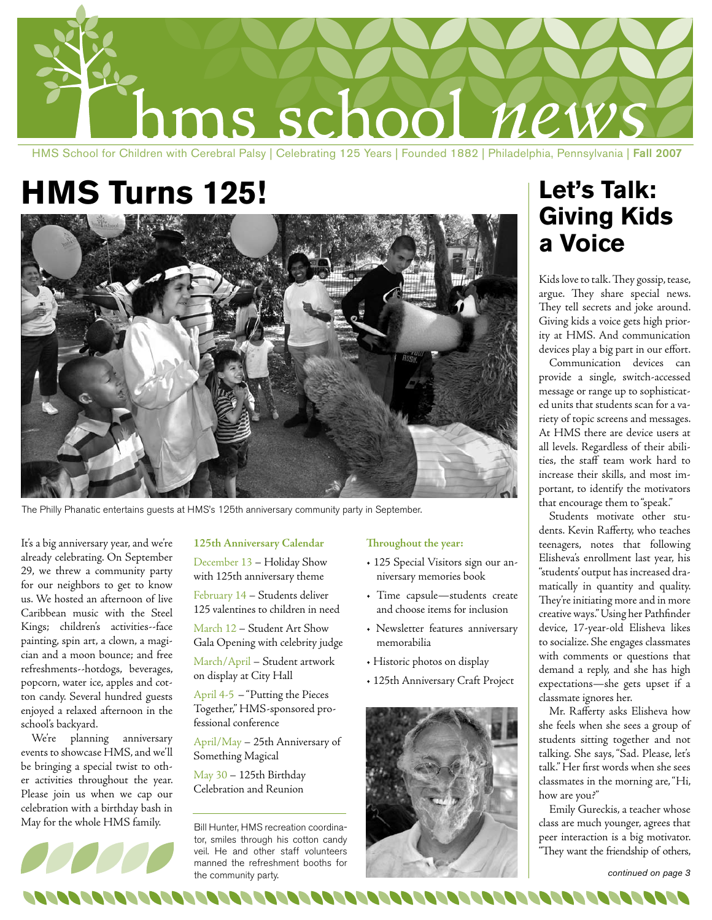# hms school news

HMS School for Children with Cerebral Palsy | Celebrating 125 Years | Founded 1882 | Philadelphia, Pennsylvania | **Fall 2007**

## HMS Turns 125!

The Philly Phanatic entertains guests at HMS's 125th anniversary community party in September.

It's a big anniversary year, and we're already celebrating. On September 29, we threw a community party for our neighbors to get to know us. We hosted an afternoon of live Caribbean music with the Steel Kings; children's activities--face painting, spin art, a clown, a magician and a moon bounce; and free refreshments--hotdogs, beverages, popcorn, water ice, apples and cotton candy. Several hundred guests enjoyed a relaxed afternoon in the school's backyard.

We're planning anniversary events to showcase HMS, and we'll be bringing a special twist to other activities throughout the year. Please join us when we cap our celebration with a birthday bash in May for the whole HMS family.

**125th Anniversary Calendar**

December 13 – Holiday Show with 125th anniversary theme

February 14 – Students deliver 125 valentines to children in need

March 12 – Student Art Show Gala Opening with celebrity judge

March/April – Student artwork on display at City Hall

April 4-5 – "Putting the Pieces Together," HMS-sponsored professional conference

April/May – 25th Anniversary of Something Magical

May 30 – 125th Birthday Celebration and Reunion

Bill Hunter, HMS recreation coordinator, smiles through his cotton candy veil. He and other staff volunteers manned the refreshment booths for the community party.

**Throughout the year:**

- 125 Special Visitors sign our anniversary memories book
- Time capsule—students create and choose items for inclusion
- Newsletter features anniversary memorabilia
- Historic photos on display
- 125th Anniversary Craft Project

## Let's Talk: Giving Kids a Voice

Kids love to talk. They gossip, tease, argue. They share special news. They tell secrets and joke around. Giving kids a voice gets high priority at HMS. And communication devices play a big part in our effort.

Communication devices can provide a single, switch-accessed message or range up to sophisticated units that students scan for a variety of topic screens and messages. At HMS there are device users at all levels. Regardless of their abilities, the staff team work hard to increase their skills, and most important, to identify the motivators that encourage them to "speak."

Students motivate other students. Kevin Rafferty, who teaches teenagers, notes that following Elisheva's enrollment last year, his "students' output has increased dramatically in quantity and quality. They're initiating more and in more creative ways." Using her Pathfinder device, 17-year-old Elisheva likes to socialize. She engages classmates with comments or questions that demand a reply, and she has high expectations—she gets upset if a classmate ignores her.

Mr. Rafferty asks Elisheva how she feels when she sees a group of students sitting together and not talking. She says, "Sad. Please, let's talk." Her first words when she sees classmates in the morning are, "Hi, how are you?"

Emily Gureckis, a teacher whose class are much younger, agrees that peer interaction is a big motivator. "They want the friendship of others,

*continued on page 3*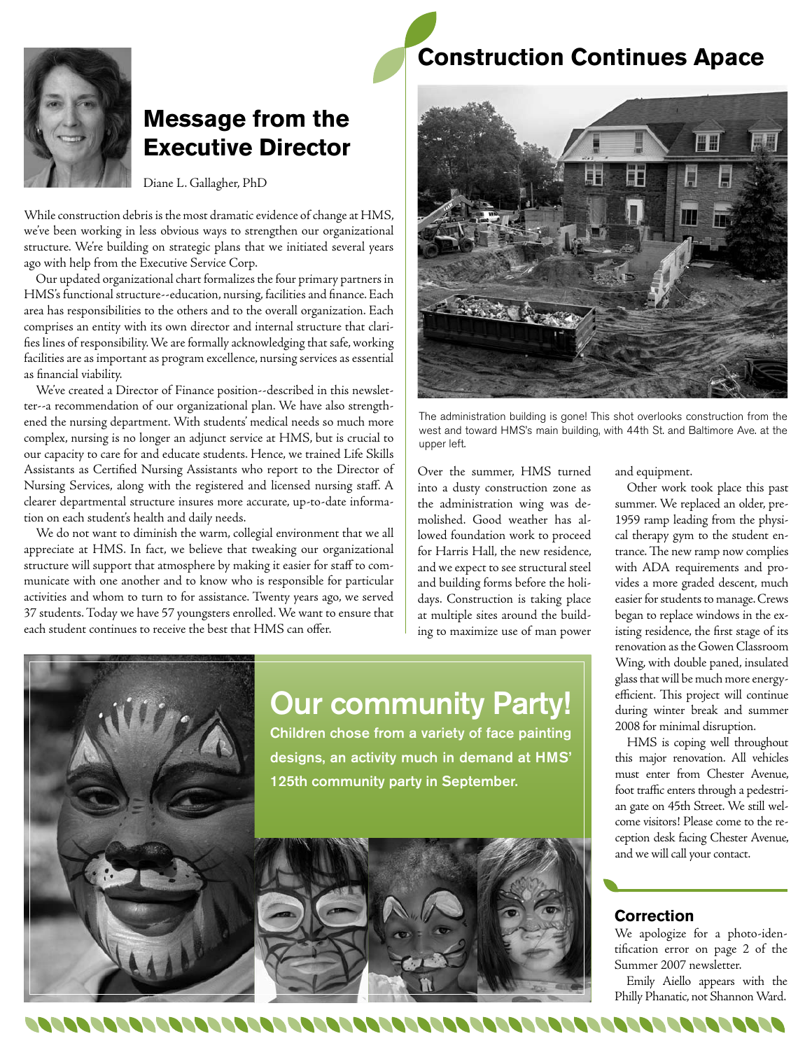## Message from the Executive Director

Diane L. Gallagher, PhD

While construction debris is the most dramatic evidence of change at HMS, we've been working in less obvious ways to strengthen our organizational structure. We're building on strategic plans that we initiated several years ago with help from the Executive Service Corp.

Our updated organizational chart formalizes the four primary partners in HMS's functional structure--education, nursing, facilities and finance. Each area has responsibilities to the others and to the overall organization. Each comprises an entity with its own director and internal structure that clarifies lines of responsibility. We are formally acknowledging that safe, working facilities are as important as program excellence, nursing services as essential as financial viability.

We've created a Director of Finance position--described in this newsletter--a recommendation of our organizational plan. We have also strengthened the nursing department. With students' medical needs so much more complex, nursing is no longer an adjunct service at HMS, but is crucial to our capacity to care for and educate students. Hence, we trained Life Skills Assistants as Certified Nursing Assistants who report to the Director of Nursing Services, along with the registered and licensed nursing staff. A clearer departmental structure insures more accurate, up-to-date information on each student's health and daily needs.

We do not want to diminish the warm, collegial environment that we all appreciate at HMS. In fact, we believe that tweaking our organizational structure will support that atmosphere by making it easier for staff to communicate with one another and to know who is responsible for particular activities and whom to turn to for assistance. Twenty years ago, we served 37 students. Today we have 57 youngsters enrolled. We want to ensure that each student continues to receive the best that HMS can offer.

## Construction Continues Apace

The administration building is gone! This shot overlooks construction from the west and toward HMS's main building, with 44th St. and Baltimore Ave. at the upper left.

Over the summer, HMS turned into a dusty construction zone as the administration wing was demolished. Good weather has allowed foundation work to proceed for Harris Hall, the new residence, and we expect to see structural steel and building forms before the holidays. Construction is taking place at multiple sites around the building to maximize use of man power and equipment.

Other work took place this past summer. We replaced an older, pre-1959 ramp leading from the physical therapy gym to the student entrance. The new ramp now complies with ADA requirements and provides a more graded descent, much easier for students to manage. Crews began to replace windows in the existing residence, the first stage of its renovation as the Gowen Classroom Wing, with double paned, insulated glass that will be much more energy-efficient. This project will continue during winter break and summer 2008 for minimal disruption.

HMS is coping well throughout this major renovation. All vehicles must enter from Chester Avenue, foot traffic enters through a pedestrian gate on 45th Street. We still welcome visitors! Please come to the reception desk facing Chester Avenue, and we will call your contact.

## Our community Party!

**Children chose from a variety of face painting designs, an activity much in demand at HMS' 125th community party in September.**

### Correction

We apologize for a photo-identification error on page 2 of the Summer 2007 newsletter.

Emily Aiello appears with the Philly Phanatic, not Shannon Ward.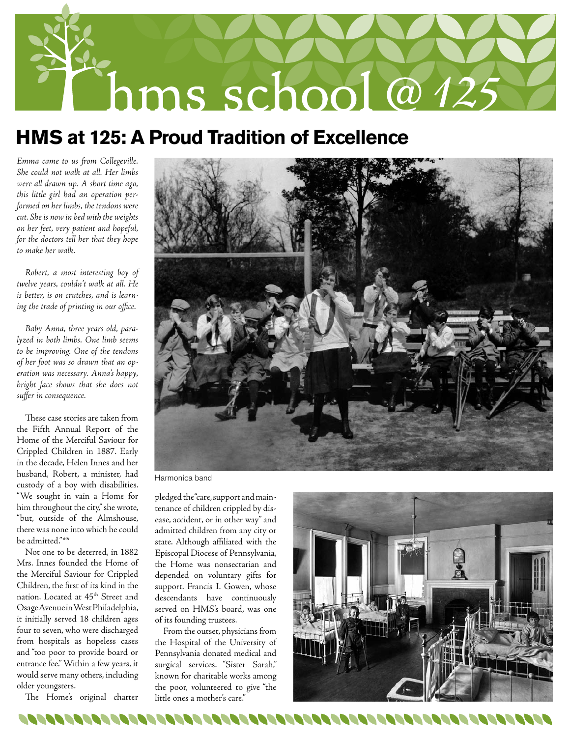# hms school @ 125

## HMS at 125: A Proud Tradition of Excellence

*Emma came to us from Collegeville. She could not walk at all. Her limbs were all drawn up. A short time ago, this little girl had an operation performed on her limbs, the tendons were cut. She is now in bed with the weights on her feet, very patient and hopeful, for the doctors tell her that they hope to make her walk.*

*Robert, a most interesting boy of twelve years, couldn't walk at all. He is better, is on crutches, and is learning the trade of printing in our office.*

*Baby Anna, three years old, paralyzed in both limbs. One limb seems to be improving. One of the tendons of her foot was so drawn that an operation was necessary. Anna's happy, bright face shows that she does not suffer in consequence.*

These case stories are taken from the Fifth Annual Report of the Home of the Merciful Saviour for Crippled Children in 1887. Early in the decade, Helen Innes and her husband, Robert, a minister, had custody of a boy with disabilities. "We sought in vain a Home for him throughout the city," she wrote, "but, outside of the Almshouse, there was none into which he could be admitted."**

Not one to be deterred, in 1882 Mrs. Innes founded the Home of the Merciful Saviour for Crippled Children, the first of its kind in the nation. Located at 45th Street and Osage Avenue in West Philadelphia, it initially served 18 children ages four to seven, who were discharged from hospitals as hopeless cases and "too poor to provide board or entrance fee." Within a few years, it would serve many others, including older youngsters.

The Home's original charter pledged the "care, support and maintenance of children crippled by disease, accident, or in other way" and admitted children from any city or state. Although affiliated with the Episcopal Diocese of Pennsylvania, the Home was nonsectarian and depended on voluntary gifts for support. Francis I. Gowen, whose descendants have continuously served on HMS's board, was one of its founding trustees.

From the outset, physicians from the Hospital of the University of Pennsylvania donated medical and surgical services. "Sister Sarah," known for charitable works among the poor, volunteered to give "the little ones a mother's care."

Harmonica band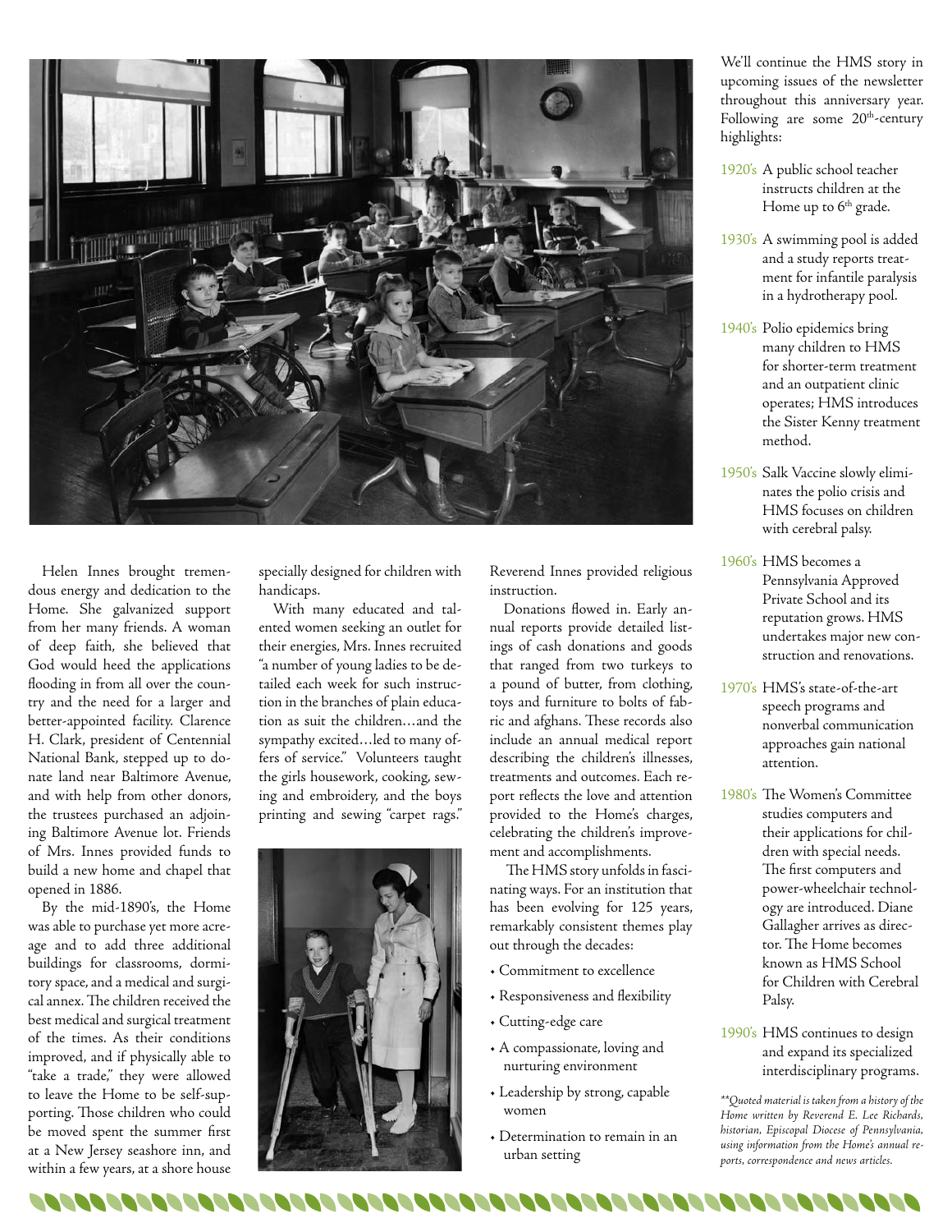Helen Innes brought tremendous energy and dedication to the Home. She galvanized support from her many friends. A woman of deep faith, she believed that God would heed the applications flooding in from all over the country and the need for a larger and better-appointed facility. Clarence H. Clark, president of Centennial National Bank, stepped up to donate land near Baltimore Avenue, and with help from other donors, the trustees purchased an adjoining Baltimore Avenue lot. Friends of Mrs. Innes provided funds to build a new home and chapel that opened in 1886.

By the mid-1890's, the Home was able to purchase yet more acreage and to add three additional buildings for classrooms, dormitory space, and a medical and surgical annex. The children received the best medical and surgical treatment of the times. As their conditions improved, and if physically able to "take a trade," they were allowed to leave the Home to be self-supporting. Those children who could be moved spent the summer first at a New Jersey seashore inn, and within a few years, at a shore house specially designed for children with handicaps.

With many educated and talented women seeking an outlet for their energies, Mrs. Innes recruited "a number of young ladies to be detailed each week for such instruction in the branches of plain education as suit the children…and the sympathy excited…led to many offers of service." Volunteers taught the girls housework, cooking, sewing and embroidery, and the boys printing and sewing "carpet rags." Reverend Innes provided religious instruction.

Donations flowed in. Early annual reports provide detailed listings of cash donations and goods that ranged from two turkeys to a pound of butter, from clothing, toys and furniture to bolts of fabric and afghans. These records also include an annual medical report describing the children's illnesses, treatments and outcomes. Each report reflects the love and attention provided to the Home's charges, celebrating the children's improvement and accomplishments.

The HMS story unfolds in fascinating ways. For an institution that has been evolving for 125 years, remarkably consistent themes play out through the decades:

- Commitment to excellence
- Responsiveness and flexibility
- Cutting-edge care
- A compassionate, loving and nurturing environment
- Leadership by strong, capable women
- Determination to remain in an urban setting

We'll continue the HMS story in upcoming issues of the newsletter throughout this anniversary year. Following are some 20th-century highlights:

- **1920's** A public school teacher instructs children at the Home up to 6th grade.
- **1930's** A swimming pool is added and a study reports treatment for infantile paralysis in a hydrotherapy pool.
- **1940's** Polio epidemics bring many children to HMS for shorter-term treatment and an outpatient clinic operates; HMS introduces the Sister Kenny treatment method.
- **1950's** Salk Vaccine slowly eliminates the polio crisis and HMS focuses on children with cerebral palsy.
- **1960's** HMS becomes a Pennsylvania Approved Private School and its reputation grows. HMS undertakes major new construction and renovations.
- **1970's** HMS's state-of-the-art speech programs and nonverbal communication approaches gain national attention.
- **1980's** The Women's Committee studies computers and their applications for children with special needs. The first computers and power-wheelchair technology are introduced. Diane Gallagher arrives as director. The Home becomes known as HMS School for Children with Cerebral Palsy.
- **1990's** HMS continues to design and expand its specialized interdisciplinary programs.

*\*\*Quoted material is taken from a history of the Home written by Reverend E. Lee Richards, historian, Episcopal Diocese of Pennsylvania, using information from the Home's annual reports, correspondence and news articles.*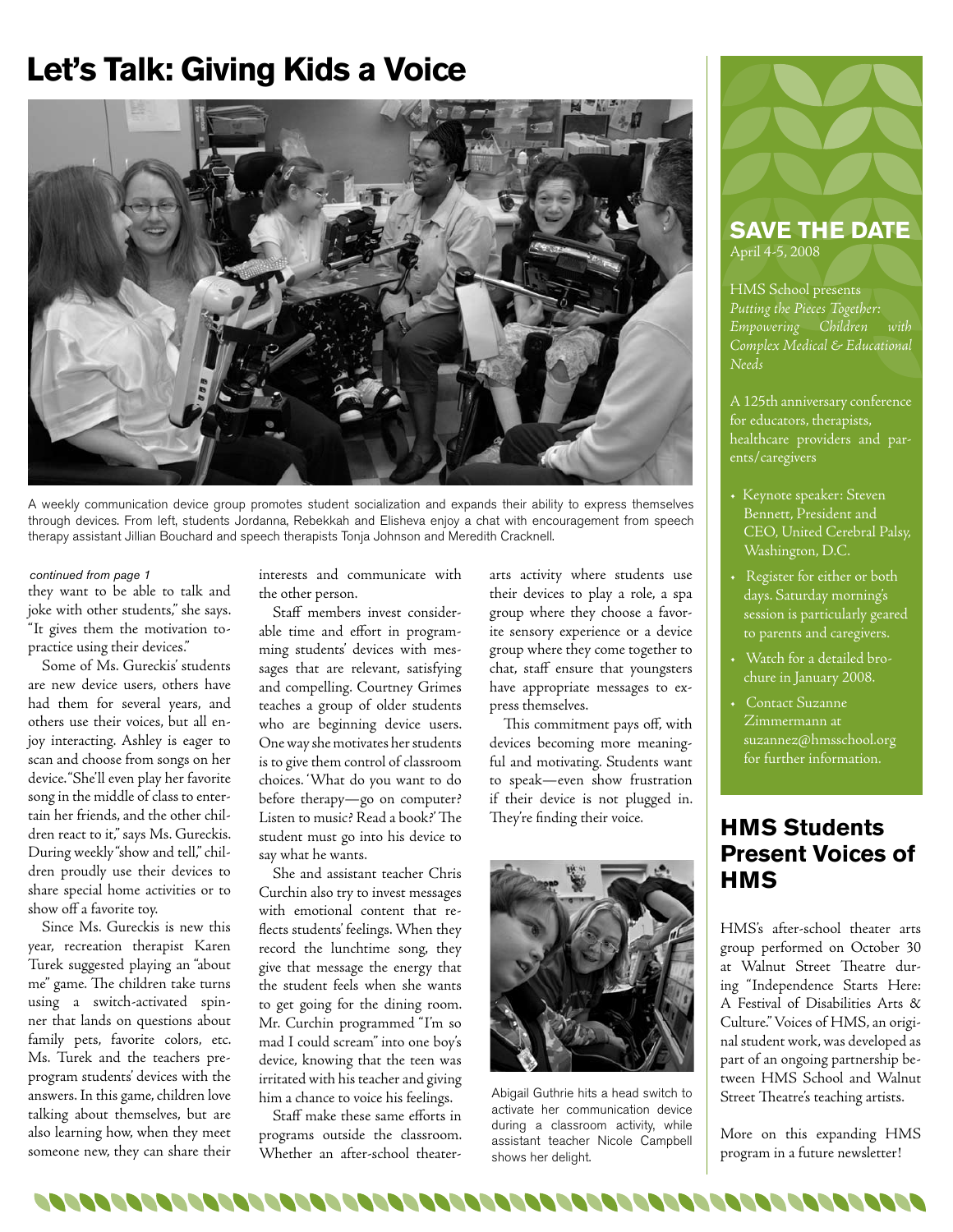# Let's Talk: Giving Kids a Voice

A weekly communication device group promotes student socialization and expands their ability to express themselves through devices. From left, students Jordanna, Rebekkah and Elisheva enjoy a chat with encouragement from speech therapy assistant Jillian Bouchard and speech therapists Tonja Johnson and Meredith Cracknell.

*continued from page 1*

they want to be able to talk and joke with other students," she says. "It gives them the motivation to practice using their devices."

Some of Ms. Gureckis' students are new device users, others have had them for several years, and others use their voices, but all enjoy interacting. Ashley is eager to scan and choose from songs on her device. "She'll even play her favorite song in the middle of class to entertain her friends, and the other children react to it," says Ms. Gureckis. During weekly "show and tell," children proudly use their devices to share special home activities or to show off a favorite toy.

Since Ms. Gureckis is new this year, recreation therapist Karen Turek suggested playing an "about me" game. The children take turns using a switch-activated spinner that lands on questions about family pets, favorite colors, etc. Ms. Turek and the teachers preprogram students' devices with the answers. In this game, children love talking about themselves, but are also learning how, when they meet someone new, they can share their interests and communicate with the other person.

Staff members invest considerable time and effort in programming students' devices with messages that are relevant, satisfying and compelling. Courtney Grimes teaches a group of older students who are beginning device users. One way she motivates her students is to give them control of classroom choices. 'What do you want to do before therapy—go on computer? Listen to music? Read a book?' The student must go into his device to say what he wants.

She and assistant teacher Chris Curchin also try to invest messages with emotional content that reflects students' feelings. When they record the lunchtime song, they give that message the energy that the student feels when she wants to get going for the dining room. Mr. Curchin programmed "I'm so mad I could scream" into one boy's device, knowing that the teen was irritated with his teacher and giving him a chance to voice his feelings.

Staff make these same efforts in programs outside the classroom. Whether an after-school theater-arts activity where students use their devices to play a role, a spa group where they choose a favorite sensory experience or a device group where they come together to chat, staff ensure that youngsters have appropriate messages to express themselves.

This commitment pays off, with devices becoming more meaningful and motivating. Students want to speak—even show frustration if their device is not plugged in. They're finding their voice.

Abigail Guthrie hits a head switch to activate her communication device during a classroom activity, while assistant teacher Nicole Campbell shows her delight.

## SAVE THE DATE

April 4-5, 2008

HMS School presents *Putting the Pieces Together: Empowering Children with Complex Medical & Educational Needs*

A 125th anniversary conference for educators, therapists, healthcare providers and parents/caregivers

- Keynote speaker: Steven Bennett, President and CEO, United Cerebral Palsy, Washington, D.C.
- Register for either or both days. Saturday morning's session is particularly geared to parents and caregivers.
- Watch for a detailed brochure in January 2008.
- Contact Suzanne Zimmermann at suzannez@hmsschool.org for further information.

## HMS Students Present Voices of HMS

HMS's after-school theater arts group performed on October 30 at Walnut Street Theatre during "Independence Starts Here: A Festival of Disabilities Arts & Culture." Voices of HMS, an original student work, was developed as part of an ongoing partnership between HMS School and Walnut Street Theatre's teaching artists.

More on this expanding HMS program in a future newsletter!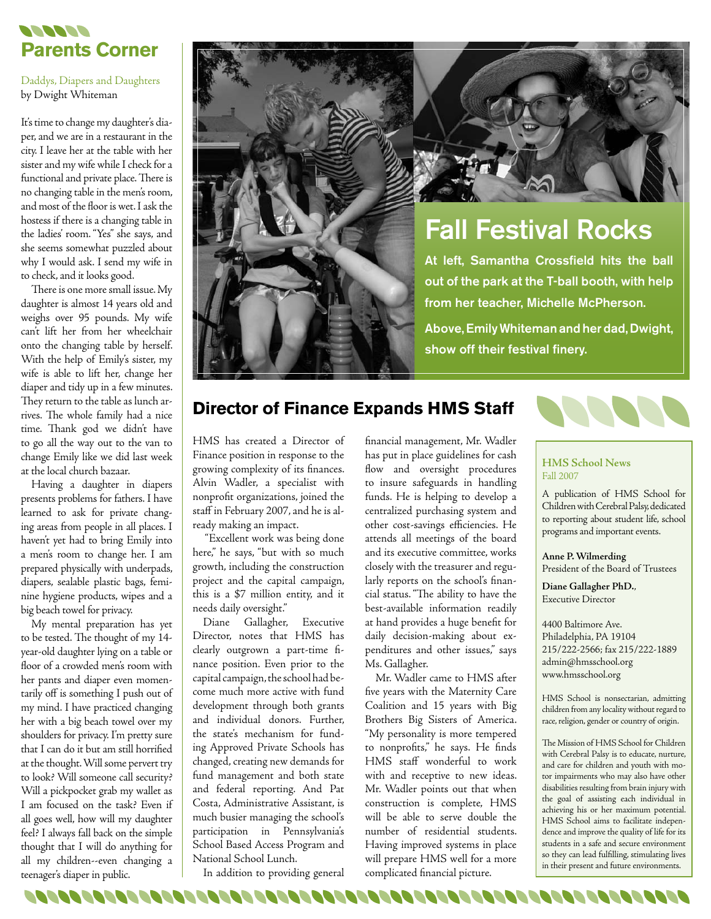## Parents Corner

Daddys, Diapers and Daughters
by Dwight Whiteman

It's time to change my daughter's diaper, and we are in a restaurant in the city. I leave her at the table with her sister and my wife while I check for a functional and private place. There is no changing table in the men's room, and most of the floor is wet. I ask the hostess if there is a changing table in the ladies' room. "Yes" she says, and she seems somewhat puzzled about why I would ask. I send my wife in to check, and it looks good.

There is one more small issue. My daughter is almost 14 years old and weighs over 95 pounds. My wife can't lift her from her wheelchair onto the changing table by herself. With the help of Emily's sister, my wife is able to lift her, change her diaper and tidy up in a few minutes. They return to the table as lunch arrives. The whole family had a nice time. Thank god we didn't have to go all the way out to the van to change Emily like we did last week at the local church bazaar.

Having a daughter in diapers presents problems for fathers. I have learned to ask for private changing areas from people in all places. I haven't yet had to bring Emily into a men's room to change her. I am prepared physically with underpads, diapers, sealable plastic bags, feminine hygiene products, wipes and a big beach towel for privacy.

My mental preparation has yet to be tested. The thought of my 14-year-old daughter lying on a table or floor of a crowded men's room with her pants and diaper even momentarily off is something I push out of my mind. I have practiced changing her with a big beach towel over my shoulders for privacy. I'm pretty sure that I can do it but am still horrified at the thought. Will some pervert try to look? Will someone call security? Will a pickpocket grab my wallet as I am focused on the task? Even if all goes well, how will my daughter feel? I always fall back on the simple thought that I will do anything for all my children--even changing a teenager's diaper in public.

# Fall Festival Rocks

At left, Samantha Crossfield hits the ball out of the park at the T-ball booth, with help from her teacher, Michelle McPherson.

Above, Emily Whiteman and her dad, Dwight, show off their festival finery.

## Director of Finance Expands HMS Staff

HMS has created a Director of Finance position in response to the growing complexity of its finances. Alvin Wadler, a specialist with nonprofit organizations, joined the staff in February 2007, and he is already making an impact.

"Excellent work was being done here," he says, "but with so much growth, including the construction project and the capital campaign, this is a $7 million entity, and it needs daily oversight."

Diane Gallagher, Executive Director, notes that HMS has clearly outgrown a part-time finance position. Even prior to the capital campaign, the school had become much more active with fund development through both grants and individual donors. Further, the state's mechanism for funding Approved Private Schools has changed, creating new demands for fund management and both state and federal reporting. And Pat Costa, Administrative Assistant, is much busier managing the school's participation in Pennsylvania's School Based Access Program and National School Lunch.

In addition to providing general financial management, Mr. Wadler has put in place guidelines for cash flow and oversight procedures to insure safeguards in handling funds. He is helping to develop a centralized purchasing system and other cost-savings efficiencies. He attends all meetings of the board and its executive committee, works closely with the treasurer and regularly reports on the school's financial status. "The ability to have the best-available information readily at hand provides a huge benefit for daily decision-making about expenditures and other issues," says Ms. Gallagher.

Mr. Wadler came to HMS after five years with the Maternity Care Coalition and 15 years with Big Brothers Big Sisters of America. "My personality is more tempered to nonprofits," he says. He finds HMS staff wonderful to work with and receptive to new ideas. Mr. Wadler points out that when construction is complete, HMS will be able to serve double the number of residential students. Having improved systems in place will prepare HMS well for a more complicated financial picture.

**HMS School News**
Fall 2007

A publication of HMS School for Children with Cerebral Palsy, dedicated to reporting about student life, school programs and important events.

**Anne P. Wilmerding**
President of the Board of Trustees

**Diane Gallagher PhD.**,
Executive Director

4400 Baltimore Ave.
Philadelphia, PA 19104
215/222-2566; fax 215/222-1889
admin@hmsschool.org
www.hmsschool.org

HMS School is nonsectarian, admitting children from any locality without regard to race, religion, gender or country of origin.

The Mission of HMS School for Children with Cerebral Palsy is to educate, nurture, and care for children and youth with motor impairments who may also have other disabilities resulting from brain injury with the goal of assisting each individual in achieving his or her maximum potential. HMS School aims to facilitate independence and improve the quality of life for its students in a safe and secure environment so they can lead fulfilling, stimulating lives in their present and future environments.